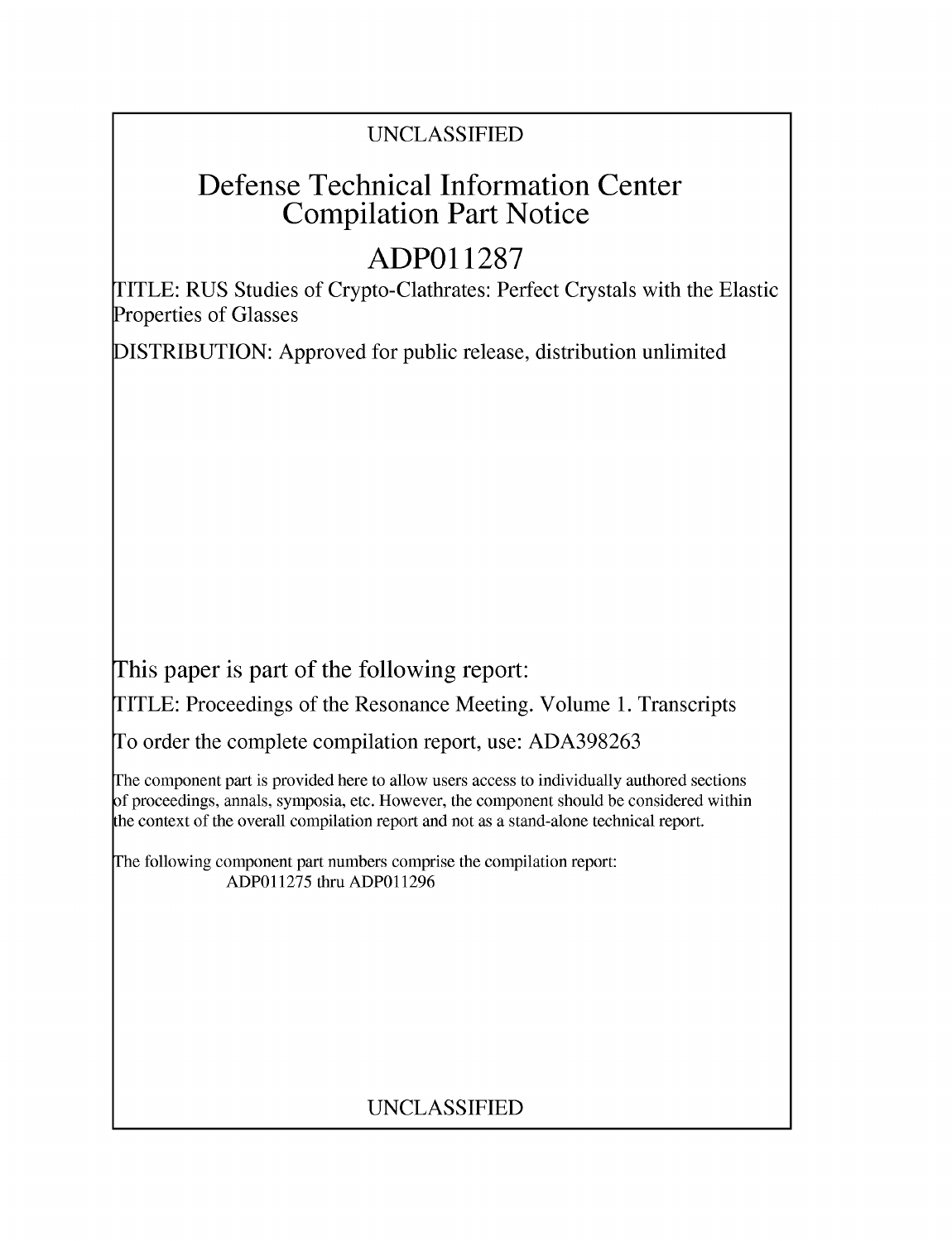UNCLASSIFIED

# Defense Technical Information Center Compilation Part Notice

# ADP011287

TITLE: RUS Studies of Crypto-Clathrates: Perfect Crystals with the Elastic Properties of Glasses

DISTRIBUTION: Approved for public release, distribution unlimited

This paper is part of the following report:

TITLE: Proceedings of the Resonance Meeting. Volume 1. Transcripts

To order the complete compilation report, use: ADA398263

The component part is provided here to allow users access to individually authored sections of proceedings, annals, symposia, etc. However, the component should be considered within the context of the overall compilation report and not as a stand-alone technical report.

The following component part numbers comprise the compilation report:
ADP011275 thru ADP011296

UNCLASSIFIED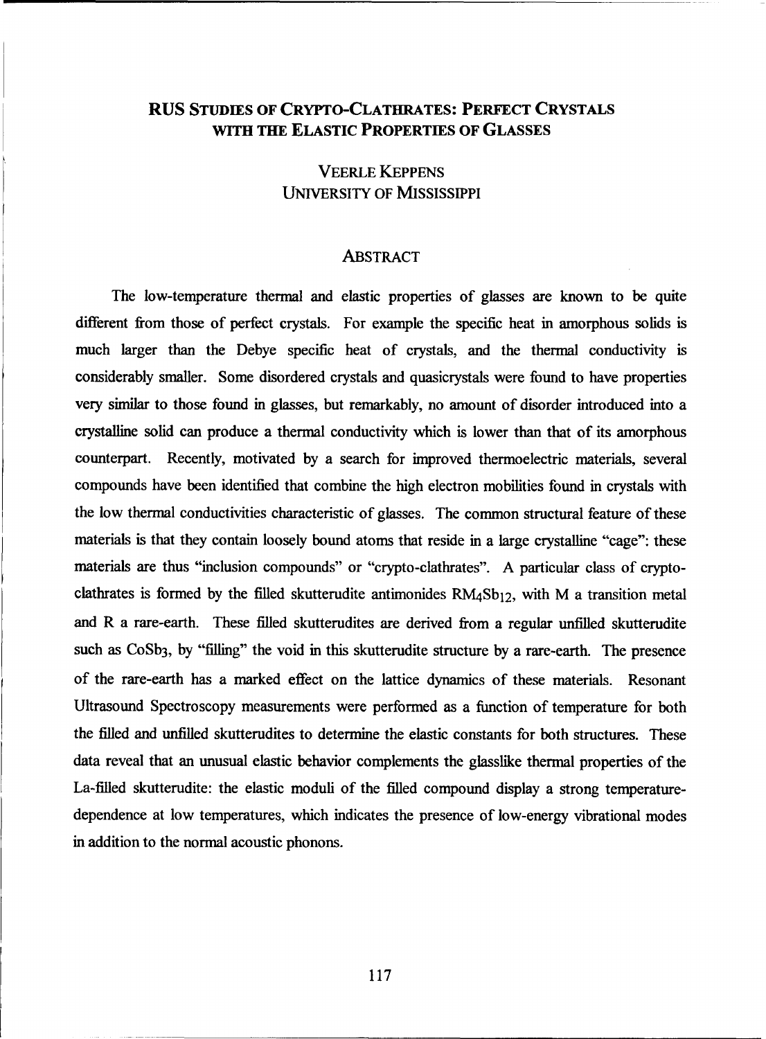# RUS Studies of Crypto-Clathrates: Perfect Crystals with the Elastic Properties of Glasses

Veerle Keppens
University of Mississippi

## Abstract

The low-temperature thermal and elastic properties of glasses are known to be quite different from those of perfect crystals. For example the specific heat in amorphous solids is much larger than the Debye specific heat of crystals, and the thermal conductivity is considerably smaller. Some disordered crystals and quasicrystals were found to have properties very similar to those found in glasses, but remarkably, no amount of disorder introduced into a crystalline solid can produce a thermal conductivity which is lower than that of its amorphous counterpart. Recently, motivated by a search for improved thermoelectric materials, several compounds have been identified that combine the high electron mobilities found in crystals with the low thermal conductivities characteristic of glasses. The common structural feature of these materials is that they contain loosely bound atoms that reside in a large crystalline "cage": these materials are thus "inclusion compounds" or "crypto-clathrates". A particular class of crypto-clathrates is formed by the filled skutterudite antimonides $RM_4Sb_{12}$, with M a transition metal and R a rare-earth. These filled skutterudites are derived from a regular unfilled skutterudite such as $CoSb_3$, by "filling" the void in this skutterudite structure by a rare-earth. The presence of the rare-earth has a marked effect on the lattice dynamics of these materials. Resonant Ultrasound Spectroscopy measurements were performed as a function of temperature for both the filled and unfilled skutterudites to determine the elastic constants for both structures. These data reveal that an unusual elastic behavior complements the glasslike thermal properties of the La-filled skutterudite: the elastic moduli of the filled compound display a strong temperature-dependence at low temperatures, which indicates the presence of low-energy vibrational modes in addition to the normal acoustic phonons.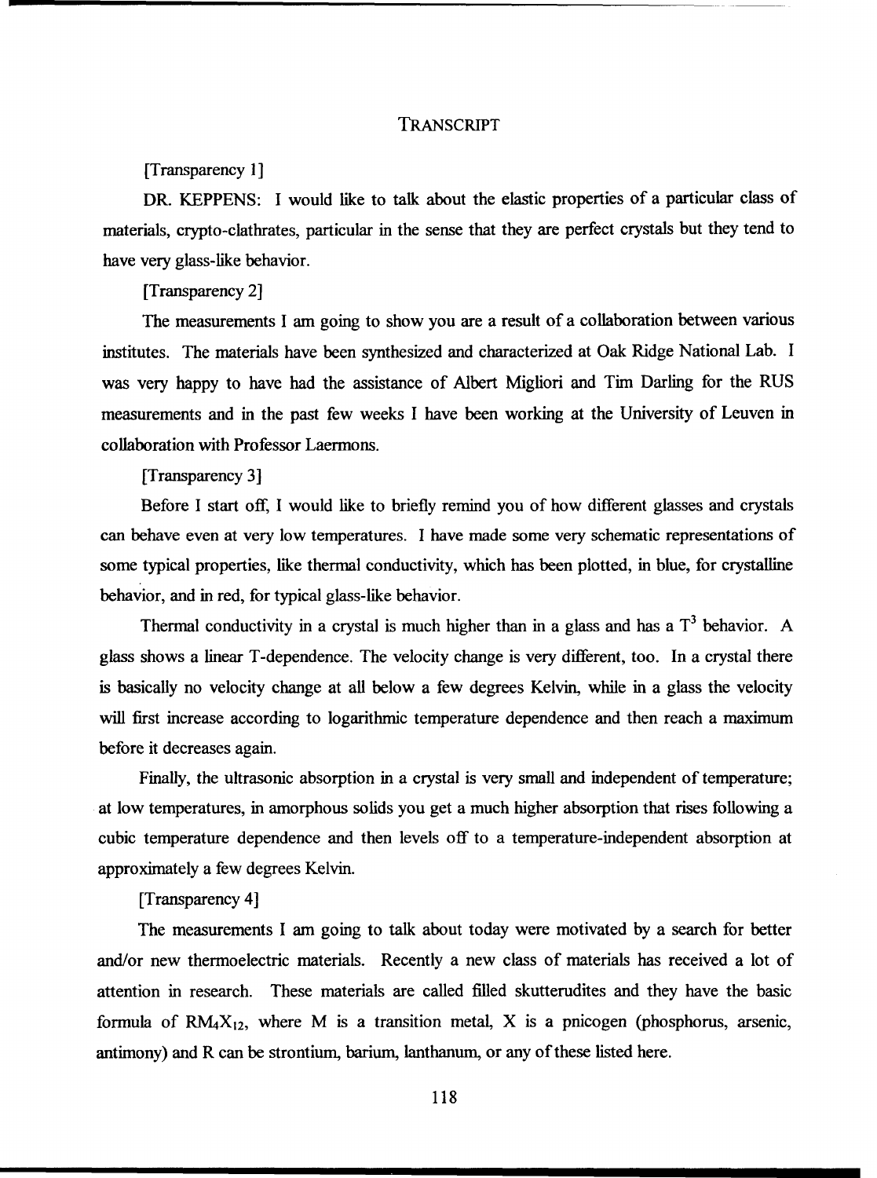## TRANSCRIPT

[Transparency 1]

DR. KEPPENS: I would like to talk about the elastic properties of a particular class of materials, crypto-clathrates, particular in the sense that they are perfect crystals but they tend to have very glass-like behavior.

[Transparency 2]

The measurements I am going to show you are a result of a collaboration between various institutes. The materials have been synthesized and characterized at Oak Ridge National Lab. I was very happy to have had the assistance of Albert Migliori and Tim Darling for the RUS measurements and in the past few weeks I have been working at the University of Leuven in collaboration with Professor Laermons.

[Transparency 3]

Before I start off, I would like to briefly remind you of how different glasses and crystals can behave even at very low temperatures. I have made some very schematic representations of some typical properties, like thermal conductivity, which has been plotted, in blue, for crystalline behavior, and in red, for typical glass-like behavior.

Thermal conductivity in a crystal is much higher than in a glass and has a $T^3$ behavior. A glass shows a linear T-dependence. The velocity change is very different, too. In a crystal there is basically no velocity change at all below a few degrees Kelvin, while in a glass the velocity will first increase according to logarithmic temperature dependence and then reach a maximum before it decreases again.

Finally, the ultrasonic absorption in a crystal is very small and independent of temperature; at low temperatures, in amorphous solids you get a much higher absorption that rises following a cubic temperature dependence and then levels off to a temperature-independent absorption at approximately a few degrees Kelvin.

[Transparency 4]

The measurements I am going to talk about today were motivated by a search for better and/or new thermoelectric materials. Recently a new class of materials has received a lot of attention in research. These materials are called filled skutterudites and they have the basic formula of $RM_4X_{12}$, where M is a transition metal, X is a pnicogen (phosphorus, arsenic, antimony) and R can be strontium, barium, lanthanum, or any of these listed here.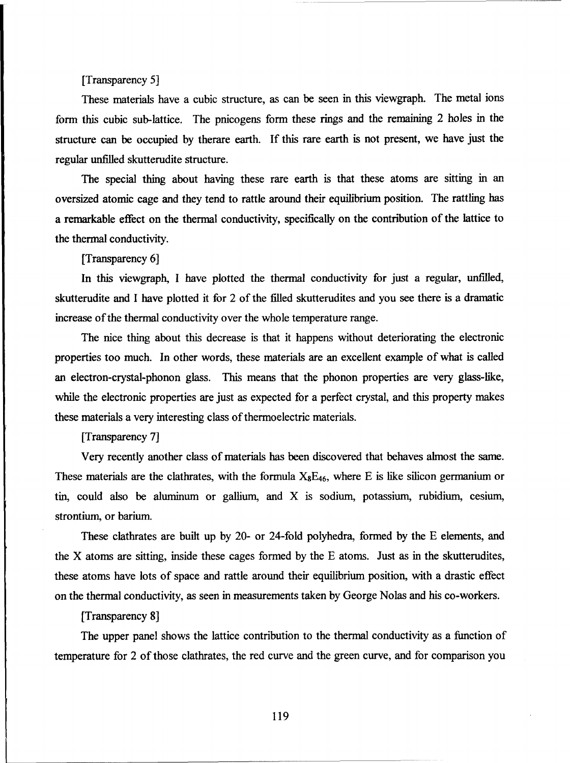[Transparency 5]

These materials have a cubic structure, as can be seen in this viewgraph. The metal ions form this cubic sub-lattice. The pnicogens form these rings and the remaining 2 holes in the structure can be occupied by therare earth. If this rare earth is not present, we have just the regular unfilled skutterudite structure.

The special thing about having these rare earth is that these atoms are sitting in an oversized atomic cage and they tend to rattle around their equilibrium position. The rattling has a remarkable effect on the thermal conductivity, specifically on the contribution of the lattice to the thermal conductivity.

[Transparency 6]

In this viewgraph, I have plotted the thermal conductivity for just a regular, unfilled, skutterudite and I have plotted it for 2 of the filled skutterudites and you see there is a dramatic increase of the thermal conductivity over the whole temperature range.

The nice thing about this decrease is that it happens without deteriorating the electronic properties too much. In other words, these materials are an excellent example of what is called an electron-crystal-phonon glass. This means that the phonon properties are very glass-like, while the electronic properties are just as expected for a perfect crystal, and this property makes these materials a very interesting class of thermoelectric materials.

[Transparency 7]

Very recently another class of materials has been discovered that behaves almost the same. These materials are the clathrates, with the formula $X_8E_{46}$, where E is like silicon germanium or tin, could also be aluminum or gallium, and X is sodium, potassium, rubidium, cesium, strontium, or barium.

These clathrates are built up by 20- or 24-fold polyhedra, formed by the E elements, and the X atoms are sitting, inside these cages formed by the E atoms. Just as in the skutterudites, these atoms have lots of space and rattle around their equilibrium position, with a drastic effect on the thermal conductivity, as seen in measurements taken by George Nolas and his co-workers.

[Transparency 8]

The upper panel shows the lattice contribution to the thermal conductivity as a function of temperature for 2 of those clathrates, the red curve and the green curve, and for comparison you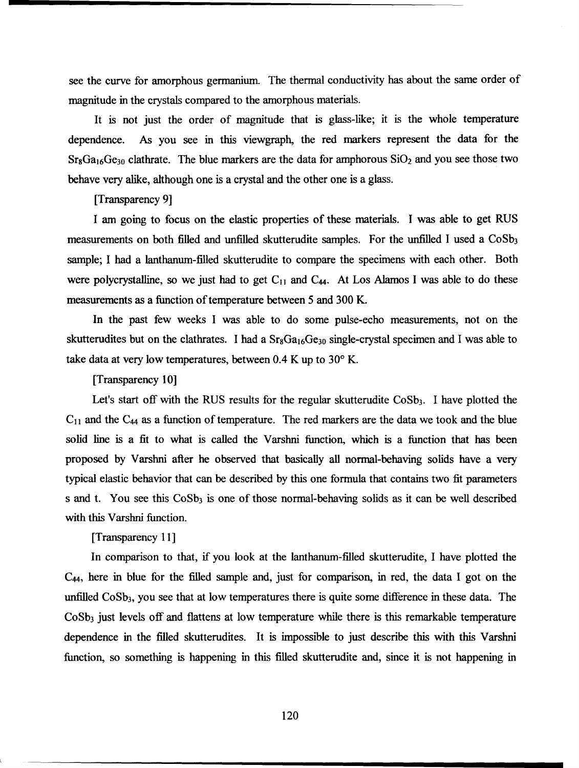see the curve for amorphous germanium. The thermal conductivity has about the same order of magnitude in the crystals compared to the amorphous materials.

It is not just the order of magnitude that is glass-like; it is the whole temperature dependence. As you see in this viewgraph, the red markers represent the data for the $Sr_8Ga_{16}Ge_{30}$ clathrate. The blue markers are the data for amphorous $SiO_2$ and you see those two behave very alike, although one is a crystal and the other one is a glass.

[Transparency 9]

I am going to focus on the elastic properties of these materials. I was able to get RUS measurements on both filled and unfilled skutterudite samples. For the unfilled I used a $CoSb_3$ sample; I had a lanthanum-filled skutterudite to compare the specimens with each other. Both were polycrystalline, so we just had to get $C_{11}$ and $C_{44}$. At Los Alamos I was able to do these measurements as a function of temperature between 5 and 300 K.

In the past few weeks I was able to do some pulse-echo measurements, not on the skutterudites but on the clathrates. I had a $Sr_8Ga_{16}Ge_{30}$ single-crystal specimen and I was able to take data at very low temperatures, between 0.4 K up to 30° K.

[Transparency 10]

Let's start off with the RUS results for the regular skutterudite $CoSb_3$. I have plotted the $C_{11}$ and the $C_{44}$ as a function of temperature. The red markers are the data we took and the blue solid line is a fit to what is called the Varshni function, which is a function that has been proposed by Varshni after he observed that basically all normal-behaving solids have a very typical elastic behavior that can be described by this one formula that contains two fit parameters s and t. You see this $CoSb_3$ is one of those normal-behaving solids as it can be well described with this Varshni function.

[Transparency 11]

In comparison to that, if you look at the lanthanum-filled skutterudite, I have plotted the $C_{44}$, here in blue for the filled sample and, just for comparison, in red, the data I got on the unfilled $CoSb_3$, you see that at low temperatures there is quite some difference in these data. The $CoSb_3$ just levels off and flattens at low temperature while there is this remarkable temperature dependence in the filled skutterudites. It is impossible to just describe this with this Varshni function, so something is happening in this filled skutterudite and, since it is not happening in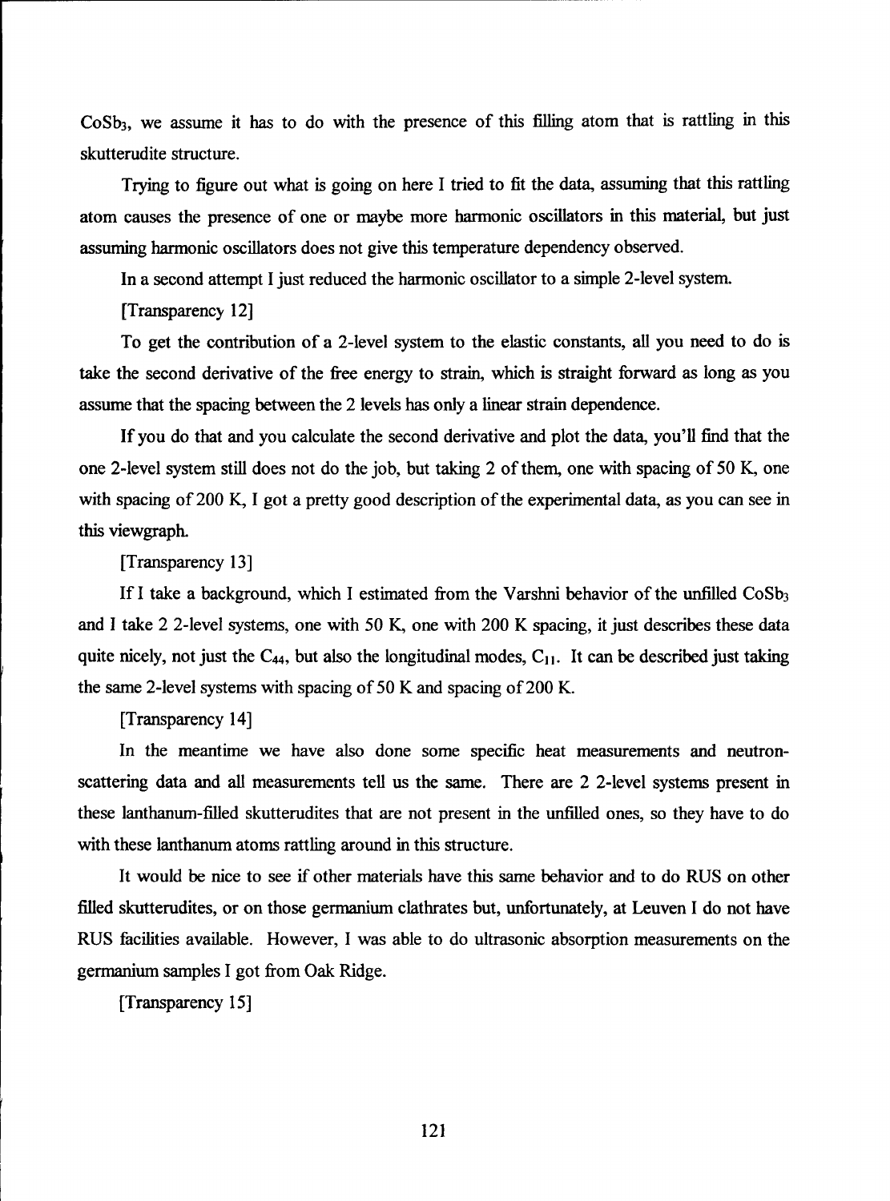$CoSb_3$, we assume it has to do with the presence of this filling atom that is rattling in this skutterudite structure.

Trying to figure out what is going on here I tried to fit the data, assuming that this rattling atom causes the presence of one or maybe more harmonic oscillators in this material, but just assuming harmonic oscillators does not give this temperature dependency observed.

In a second attempt I just reduced the harmonic oscillator to a simple 2-level system.

[Transparency 12]

To get the contribution of a 2-level system to the elastic constants, all you need to do is take the second derivative of the free energy to strain, which is straight forward as long as you assume that the spacing between the 2 levels has only a linear strain dependence.

If you do that and you calculate the second derivative and plot the data, you'll find that the one 2-level system still does not do the job, but taking 2 of them, one with spacing of 50 K, one with spacing of 200 K, I got a pretty good description of the experimental data, as you can see in this viewgraph.

[Transparency 13]

If I take a background, which I estimated from the Varshni behavior of the unfilled $CoSb_3$ and I take 2 2-level systems, one with 50 K, one with 200 K spacing, it just describes these data quite nicely, not just the $C_{44}$, but also the longitudinal modes, $C_{11}$. It can be described just taking the same 2-level systems with spacing of 50 K and spacing of 200 K.

[Transparency 14]

In the meantime we have also done some specific heat measurements and neutron-scattering data and all measurements tell us the same. There are 2 2-level systems present in these lanthanum-filled skutterudites that are not present in the unfilled ones, so they have to do with these lanthanum atoms rattling around in this structure.

It would be nice to see if other materials have this same behavior and to do RUS on other filled skutterudites, or on those germanium clathrates but, unfortunately, at Leuven I do not have RUS facilities available. However, I was able to do ultrasonic absorption measurements on the germanium samples I got from Oak Ridge.

[Transparency 15]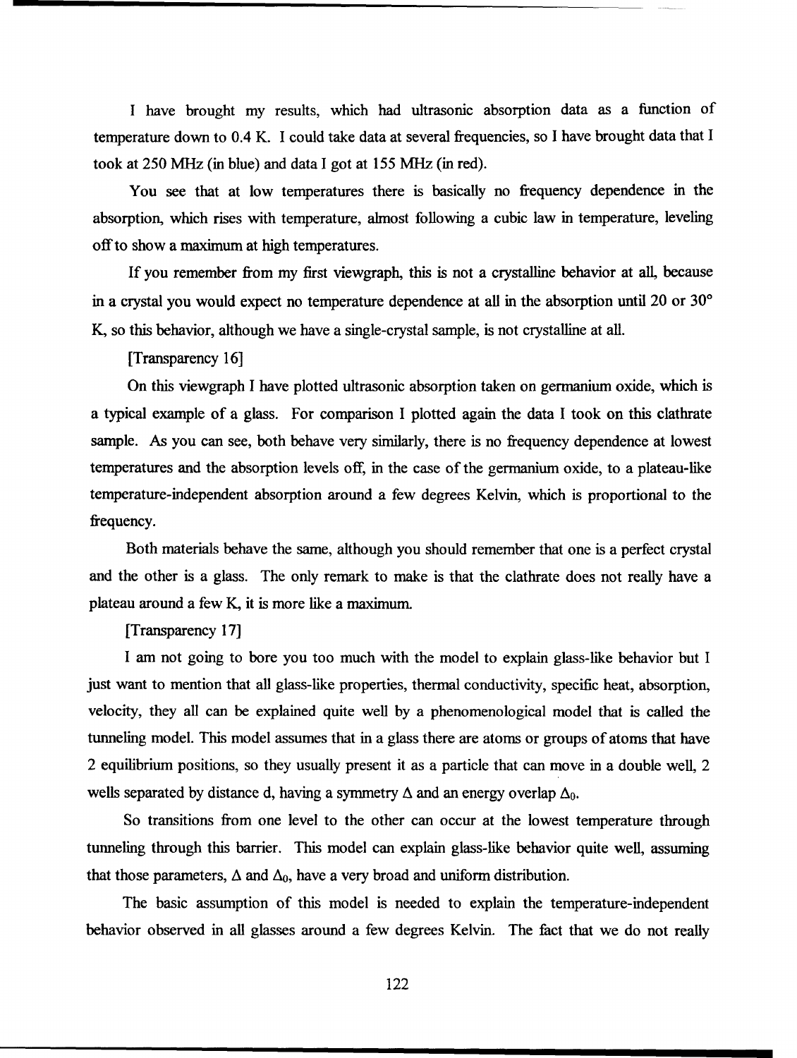I have brought my results, which had ultrasonic absorption data as a function of temperature down to 0.4 K. I could take data at several frequencies, so I have brought data that I took at 250 MHz (in blue) and data I got at 155 MHz (in red).

You see that at low temperatures there is basically no frequency dependence in the absorption, which rises with temperature, almost following a cubic law in temperature, leveling off to show a maximum at high temperatures.

If you remember from my first viewgraph, this is not a crystalline behavior at all, because in a crystal you would expect no temperature dependence at all in the absorption until 20 or 30° K, so this behavior, although we have a single-crystal sample, is not crystalline at all.

[Transparency 16]

On this viewgraph I have plotted ultrasonic absorption taken on germanium oxide, which is a typical example of a glass. For comparison I plotted again the data I took on this clathrate sample. As you can see, both behave very similarly, there is no frequency dependence at lowest temperatures and the absorption levels off, in the case of the germanium oxide, to a plateau-like temperature-independent absorption around a few degrees Kelvin, which is proportional to the frequency.

Both materials behave the same, although you should remember that one is a perfect crystal and the other is a glass. The only remark to make is that the clathrate does not really have a plateau around a few K, it is more like a maximum.

[Transparency 17]

I am not going to bore you too much with the model to explain glass-like behavior but I just want to mention that all glass-like properties, thermal conductivity, specific heat, absorption, velocity, they all can be explained quite well by a phenomenological model that is called the tunneling model. This model assumes that in a glass there are atoms or groups of atoms that have 2 equilibrium positions, so they usually present it as a particle that can move in a double well, 2 wells separated by distance d, having a symmetry $\Delta$ and an energy overlap $\Delta_0$.

So transitions from one level to the other can occur at the lowest temperature through tunneling through this barrier. This model can explain glass-like behavior quite well, assuming that those parameters, $\Delta$ and $\Delta_0$, have a very broad and uniform distribution.

The basic assumption of this model is needed to explain the temperature-independent behavior observed in all glasses around a few degrees Kelvin. The fact that we do not really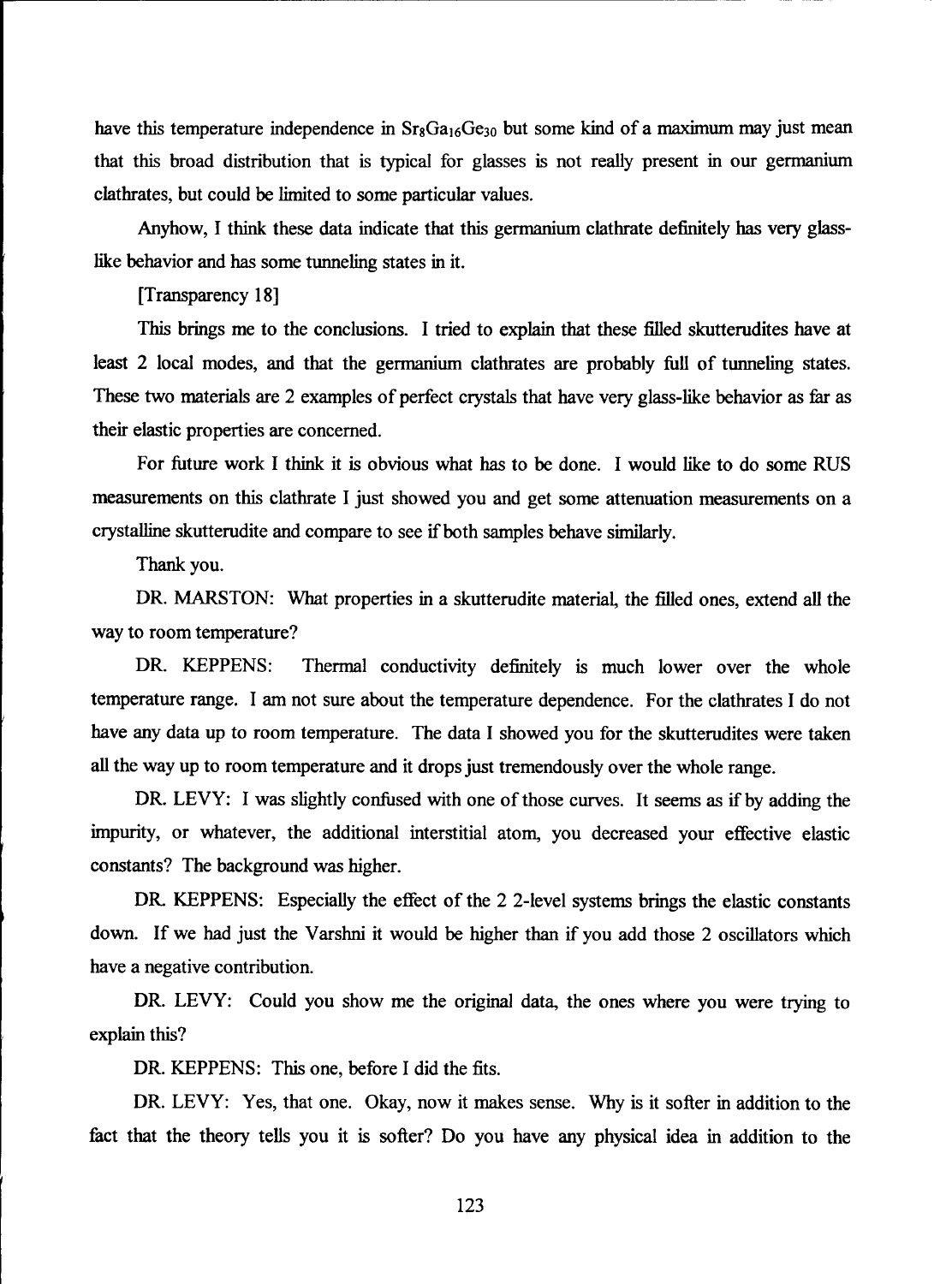have this temperature independence in $Sr_8Ga_{16}Ge_{30}$ but some kind of a maximum may just mean that this broad distribution that is typical for glasses is not really present in our germanium clathrates, but could be limited to some particular values.

Anyhow, I think these data indicate that this germanium clathrate definitely has very glass-like behavior and has some tunneling states in it.

[Transparency 18]

This brings me to the conclusions. I tried to explain that these filled skutterudites have at least 2 local modes, and that the germanium clathrates are probably full of tunneling states. These two materials are 2 examples of perfect crystals that have very glass-like behavior as far as their elastic properties are concerned.

For future work I think it is obvious what has to be done. I would like to do some RUS measurements on this clathrate I just showed you and get some attenuation measurements on a crystalline skutterudite and compare to see if both samples behave similarly.

Thank you.

DR. MARSTON: What properties in a skutterudite material, the filled ones, extend all the way to room temperature?

DR. KEPPENS: Thermal conductivity definitely is much lower over the whole temperature range. I am not sure about the temperature dependence. For the clathrates I do not have any data up to room temperature. The data I showed you for the skutterudites were taken all the way up to room temperature and it drops just tremendously over the whole range.

DR. LEVY: I was slightly confused with one of those curves. It seems as if by adding the impurity, or whatever, the additional interstitial atom, you decreased your effective elastic constants? The background was higher.

DR. KEPPENS: Especially the effect of the 2 2-level systems brings the elastic constants down. If we had just the Varshni it would be higher than if you add those 2 oscillators which have a negative contribution.

DR. LEVY: Could you show me the original data, the ones where you were trying to explain this?

DR. KEPPENS: This one, before I did the fits.

DR. LEVY: Yes, that one. Okay, now it makes sense. Why is it softer in addition to the fact that the theory tells you it is softer? Do you have any physical idea in addition to the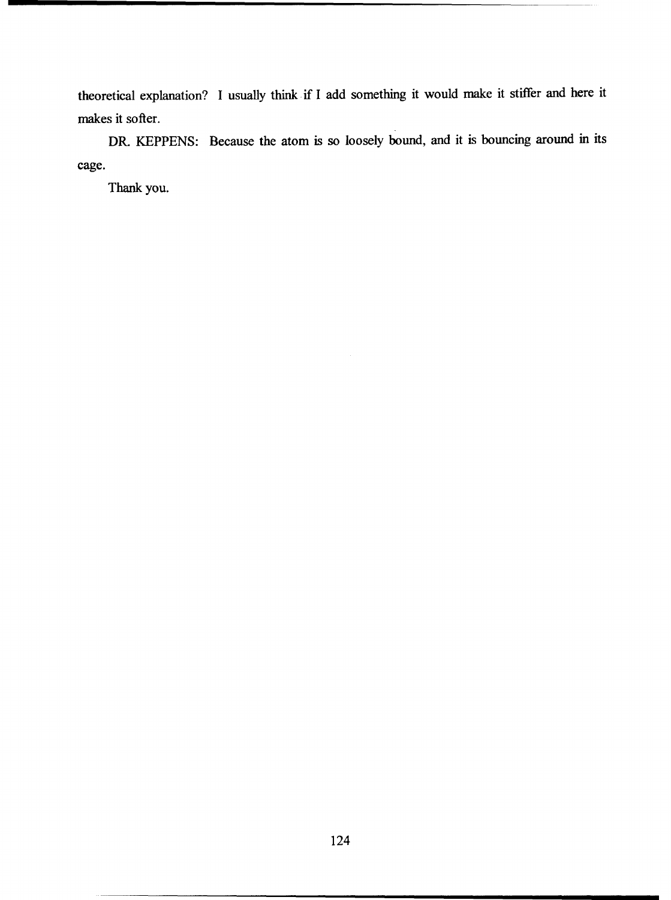theoretical explanation? I usually think if I add something it would make it stiffer and here it makes it softer.

DR. KEPPENS: Because the atom is so loosely bound, and it is bouncing around in its cage.

Thank you.